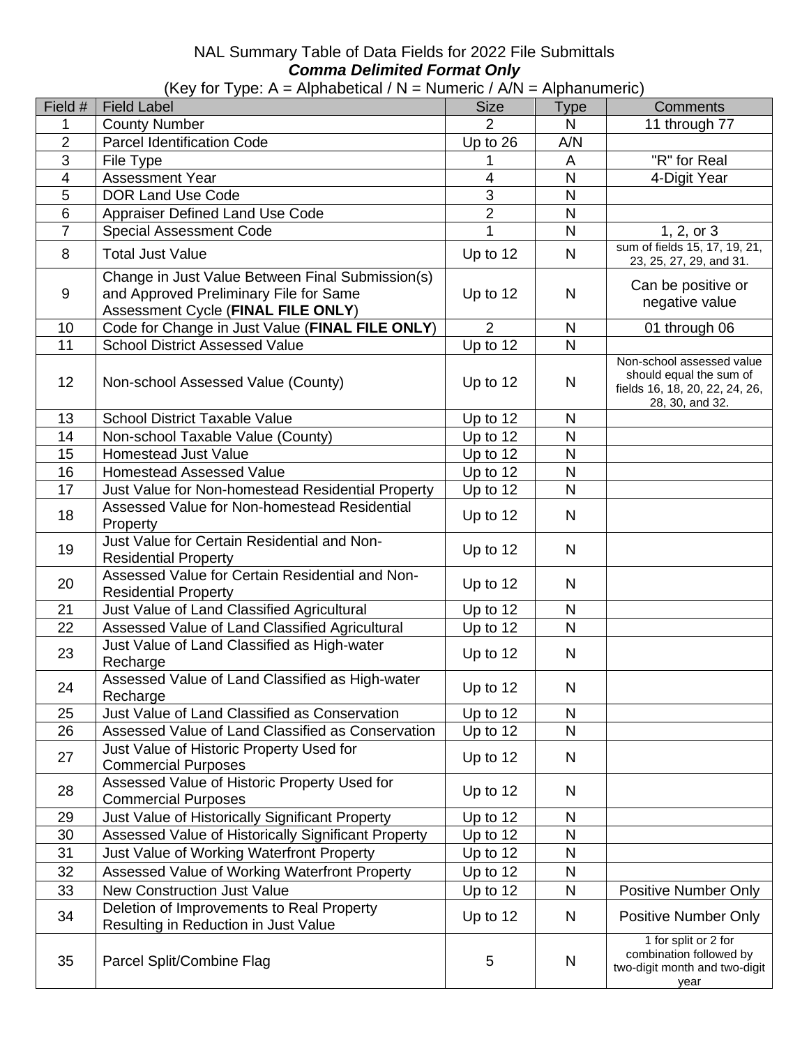# NAL Summary Table of Data Fields for 2022 File Submittals

***Comma Delimited Format Only***

(Key for Type: A = Alphabetical / N = Numeric / A/N = Alphanumeric)

| Field # | Field Label | Size | Type | Comments |
|---|---|---|---|---|
| 1 | County Number | 2 | N | 11 through 77 |
| 2 | Parcel Identification Code | Up to 26 | A/N | |
| 3 | File Type | 1 | A | "R" for Real |
| 4 | Assessment Year | 4 | N | 4-Digit Year |
| 5 | DOR Land Use Code | 3 | N | |
| 6 | Appraiser Defined Land Use Code | 2 | N | |
| 7 | Special Assessment Code | 1 | N | 1, 2, or 3 |
| 8 | Total Just Value | Up to 12 | N | sum of fields 15, 17, 19, 21, 23, 25, 27, 29, and 31. |
| 9 | Change in Just Value Between Final Submission(s) and Approved Preliminary File for Same Assessment Cycle (**FINAL FILE ONLY**) | Up to 12 | N | Can be positive or negative value |
| 10 | Code for Change in Just Value (**FINAL FILE ONLY**) | 2 | N | 01 through 06 |
| 11 | School District Assessed Value | Up to 12 | N | |
| 12 | Non-school Assessed Value (County) | Up to 12 | N | Non-school assessed value should equal the sum of fields 16, 18, 20, 22, 24, 26, 28, 30, and 32. |
| 13 | School District Taxable Value | Up to 12 | N | |
| 14 | Non-school Taxable Value (County) | Up to 12 | N | |
| 15 | Homestead Just Value | Up to 12 | N | |
| 16 | Homestead Assessed Value | Up to 12 | N | |
| 17 | Just Value for Non-homestead Residential Property | Up to 12 | N | |
| 18 | Assessed Value for Non-homestead Residential Property | Up to 12 | N | |
| 19 | Just Value for Certain Residential and Non-Residential Property | Up to 12 | N | |
| 20 | Assessed Value for Certain Residential and Non-Residential Property | Up to 12 | N | |
| 21 | Just Value of Land Classified Agricultural | Up to 12 | N | |
| 22 | Assessed Value of Land Classified Agricultural | Up to 12 | N | |
| 23 | Just Value of Land Classified as High-water Recharge | Up to 12 | N | |
| 24 | Assessed Value of Land Classified as High-water Recharge | Up to 12 | N | |
| 25 | Just Value of Land Classified as Conservation | Up to 12 | N | |
| 26 | Assessed Value of Land Classified as Conservation | Up to 12 | N | |
| 27 | Just Value of Historic Property Used for Commercial Purposes | Up to 12 | N | |
| 28 | Assessed Value of Historic Property Used for Commercial Purposes | Up to 12 | N | |
| 29 | Just Value of Historically Significant Property | Up to 12 | N | |
| 30 | Assessed Value of Historically Significant Property | Up to 12 | N | |
| 31 | Just Value of Working Waterfront Property | Up to 12 | N | |
| 32 | Assessed Value of Working Waterfront Property | Up to 12 | N | |
| 33 | New Construction Just Value | Up to 12 | N | Positive Number Only |
| 34 | Deletion of Improvements to Real Property Resulting in Reduction in Just Value | Up to 12 | N | Positive Number Only |
| 35 | Parcel Split/Combine Flag | 5 | N | 1 for split or 2 for combination followed by two-digit month and two-digit year |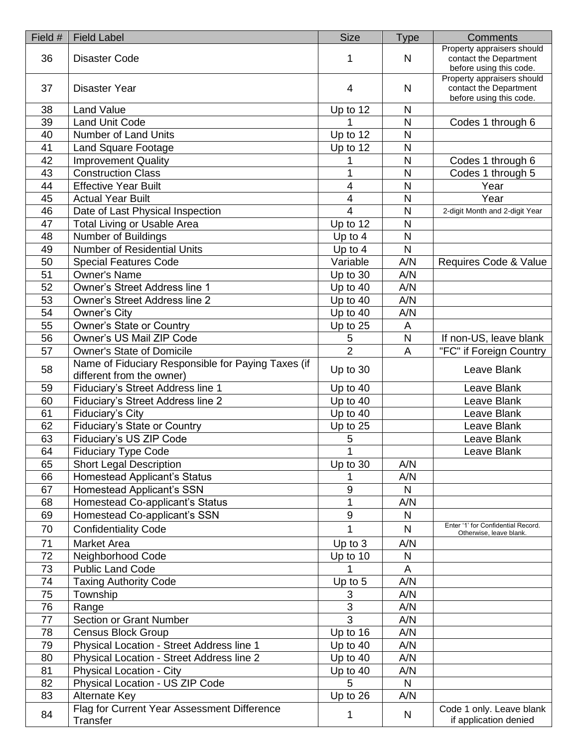| Field # | Field Label | Size | Type | Comments |
|---|---|---|---|---|
| 36 | Disaster Code | 1 | N | Property appraisers should contact the Department before using this code. |
| 37 | Disaster Year | 4 | N | Property appraisers should contact the Department before using this code. |
| 38 | Land Value | Up to 12 | N | |
| 39 | Land Unit Code | 1 | N | Codes 1 through 6 |
| 40 | Number of Land Units | Up to 12 | N | |
| 41 | Land Square Footage | Up to 12 | N | |
| 42 | Improvement Quality | 1 | N | Codes 1 through 6 |
| 43 | Construction Class | 1 | N | Codes 1 through 5 |
| 44 | Effective Year Built | 4 | N | Year |
| 45 | Actual Year Built | 4 | N | Year |
| 46 | Date of Last Physical Inspection | 4 | N | 2-digit Month and 2-digit Year |
| 47 | Total Living or Usable Area | Up to 12 | N | |
| 48 | Number of Buildings | Up to 4 | N | |
| 49 | Number of Residential Units | Up to 4 | N | |
| 50 | Special Features Code | Variable | A/N | Requires Code & Value |
| 51 | Owner's Name | Up to 30 | A/N | |
| 52 | Owner's Street Address line 1 | Up to 40 | A/N | |
| 53 | Owner's Street Address line 2 | Up to 40 | A/N | |
| 54 | Owner's City | Up to 40 | A/N | |
| 55 | Owner's State or Country | Up to 25 | A | |
| 56 | Owner's US Mail ZIP Code | 5 | N | If non-US, leave blank |
| 57 | Owner's State of Domicile | 2 | A | "FC" if Foreign Country |
| 58 | Name of Fiduciary Responsible for Paying Taxes (if different from the owner) | Up to 30 | | Leave Blank |
| 59 | Fiduciary's Street Address line 1 | Up to 40 | | Leave Blank |
| 60 | Fiduciary's Street Address line 2 | Up to 40 | | Leave Blank |
| 61 | Fiduciary's City | Up to 40 | | Leave Blank |
| 62 | Fiduciary's State or Country | Up to 25 | | Leave Blank |
| 63 | Fiduciary's US ZIP Code | 5 | | Leave Blank |
| 64 | Fiduciary Type Code | 1 | | Leave Blank |
| 65 | Short Legal Description | Up to 30 | A/N | |
| 66 | Homestead Applicant's Status | 1 | A/N | |
| 67 | Homestead Applicant's SSN | 9 | N | |
| 68 | Homestead Co-applicant's Status | 1 | A/N | |
| 69 | Homestead Co-applicant's SSN | 9 | N | |
| 70 | Confidentiality Code | 1 | N | Enter '1' for Confidential Record. Otherwise, leave blank. |
| 71 | Market Area | Up to 3 | A/N | |
| 72 | Neighborhood Code | Up to 10 | N | |
| 73 | Public Land Code | 1 | A | |
| 74 | Taxing Authority Code | Up to 5 | A/N | |
| 75 | Township | 3 | A/N | |
| 76 | Range | 3 | A/N | |
| 77 | Section or Grant Number | 3 | A/N | |
| 78 | Census Block Group | Up to 16 | A/N | |
| 79 | Physical Location - Street Address line 1 | Up to 40 | A/N | |
| 80 | Physical Location - Street Address line 2 | Up to 40 | A/N | |
| 81 | Physical Location - City | Up to 40 | A/N | |
| 82 | Physical Location - US ZIP Code | 5 | N | |
| 83 | Alternate Key | Up to 26 | A/N | |
| 84 | Flag for Current Year Assessment Difference Transfer | 1 | N | Code 1 only. Leave blank if application denied |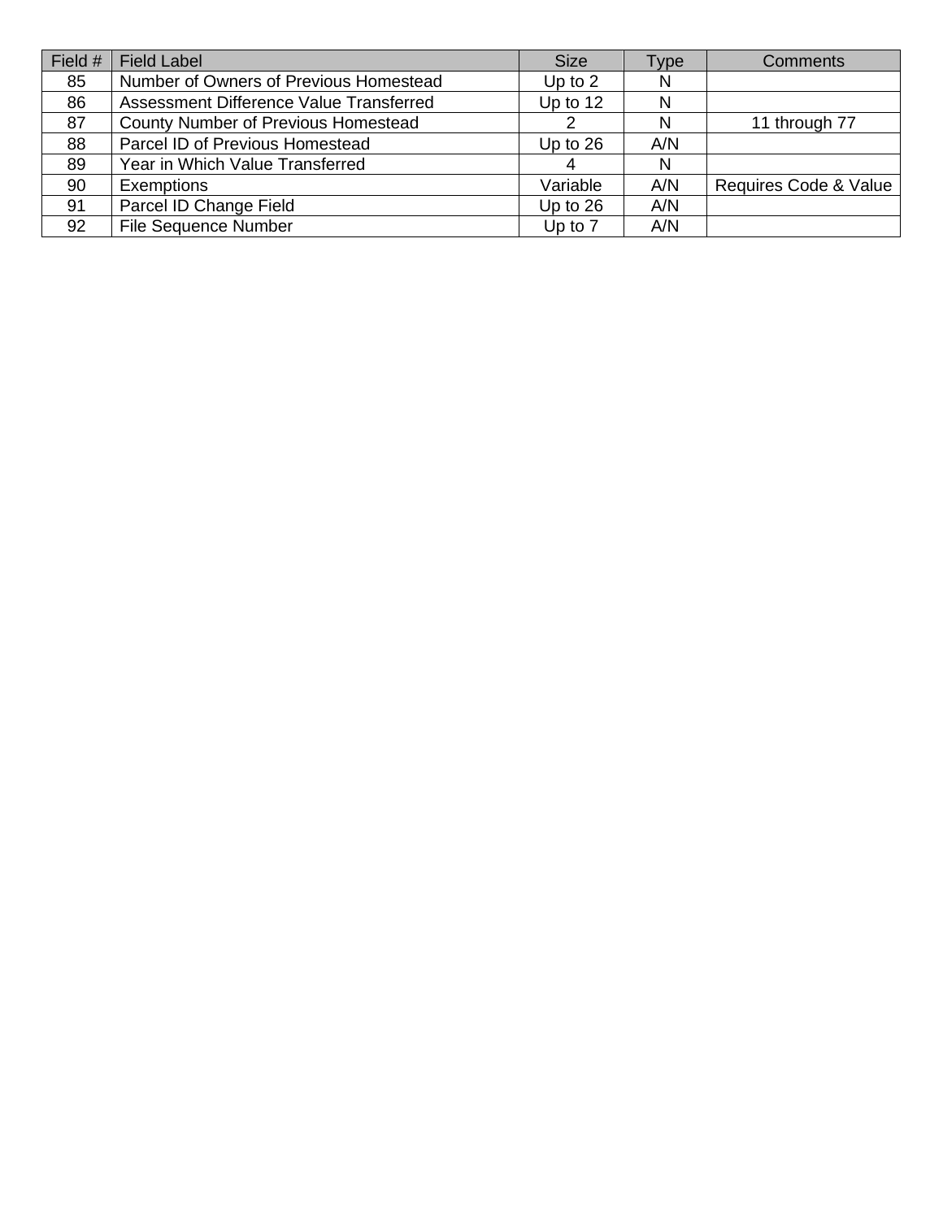| Field # | Field Label | Size | Type | Comments |
| --- | --- | --- | --- | --- |
| 85 | Number of Owners of Previous Homestead | Up to 2 | N | |
| 86 | Assessment Difference Value Transferred | Up to 12 | N | |
| 87 | County Number of Previous Homestead | 2 | N | 11 through 77 |
| 88 | Parcel ID of Previous Homestead | Up to 26 | A/N | |
| 89 | Year in Which Value Transferred | 4 | N | |
| 90 | Exemptions | Variable | A/N | Requires Code & Value |
| 91 | Parcel ID Change Field | Up to 26 | A/N | |
| 92 | File Sequence Number | Up to 7 | A/N | |